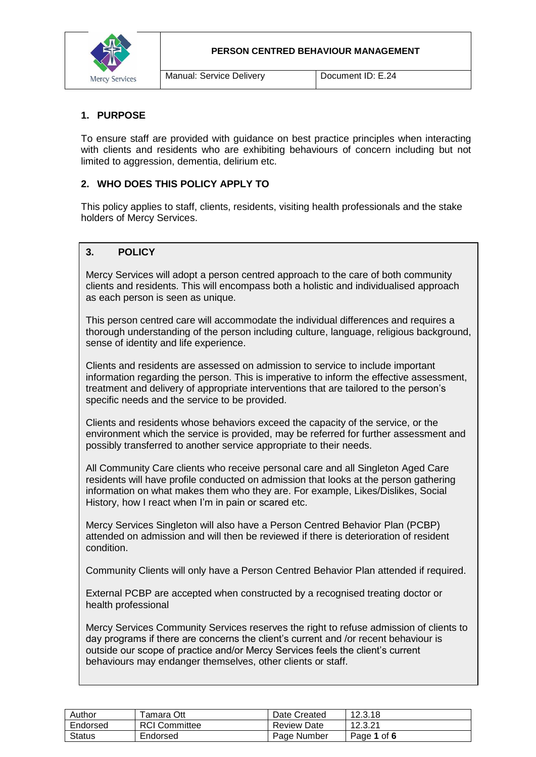# PERSON CENTRED BEHAVIOUR MANAGEMENT

| Manual: Service Delivery | Document ID: E.24 |
| --- | --- |

## 1. PURPOSE

To ensure staff are provided with guidance on best practice principles when interacting with clients and residents who are exhibiting behaviours of concern including but not limited to aggression, dementia, delirium etc.

## 2. WHO DOES THIS POLICY APPLY TO

This policy applies to staff, clients, residents, visiting health professionals and the stake holders of Mercy Services.

## 3. POLICY

Mercy Services will adopt a person centred approach to the care of both community clients and residents. This will encompass both a holistic and individualised approach as each person is seen as unique.

This person centred care will accommodate the individual differences and requires a thorough understanding of the person including culture, language, religious background, sense of identity and life experience.

Clients and residents are assessed on admission to service to include important information regarding the person. This is imperative to inform the effective assessment, treatment and delivery of appropriate interventions that are tailored to the person's specific needs and the service to be provided.

Clients and residents whose behaviors exceed the capacity of the service, or the environment which the service is provided, may be referred for further assessment and possibly transferred to another service appropriate to their needs.

All Community Care clients who receive personal care and all Singleton Aged Care residents will have profile conducted on admission that looks at the person gathering information on what makes them who they are. For example, Likes/Dislikes, Social History, how I react when I'm in pain or scared etc.

Mercy Services Singleton will also have a Person Centred Behavior Plan (PCBP) attended on admission and will then be reviewed if there is deterioration of resident condition.

Community Clients will only have a Person Centred Behavior Plan attended if required.

External PCBP are accepted when constructed by a recognised treating doctor or health professional

Mercy Services Community Services reserves the right to refuse admission of clients to day programs if there are concerns the client's current and /or recent behaviour is outside our scope of practice and/or Mercy Services feels the client's current behaviours may endanger themselves, other clients or staff.

| Author | Tamara Ott | Date Created | 12.3.18 |
| --- | --- | --- | --- |
| Endorsed | RCI Committee | Review Date | 12.3.21 |
| Status | Endorsed | Page Number | Page **1** of **6** |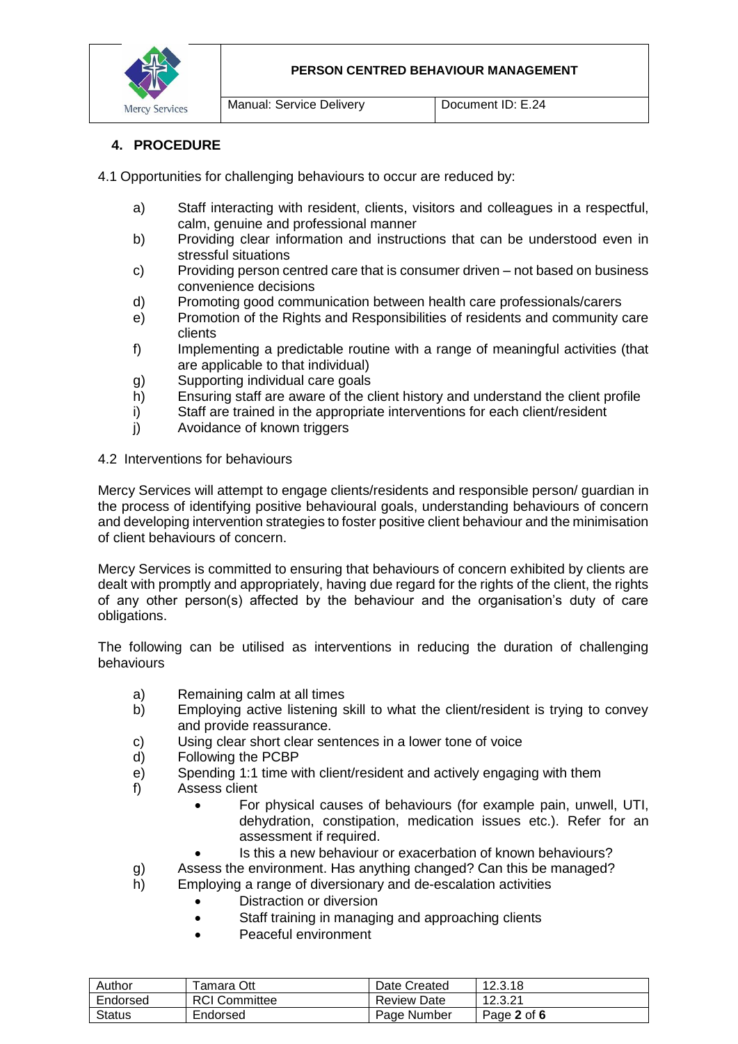## 4. PROCEDURE

4.1 Opportunities for challenging behaviours to occur are reduced by:

a) Staff interacting with resident, clients, visitors and colleagues in a respectful, calm, genuine and professional manner
b) Providing clear information and instructions that can be understood even in stressful situations
c) Providing person centred care that is consumer driven – not based on business convenience decisions
d) Promoting good communication between health care professionals/carers
e) Promotion of the Rights and Responsibilities of residents and community care clients
f) Implementing a predictable routine with a range of meaningful activities (that are applicable to that individual)
g) Supporting individual care goals
h) Ensuring staff are aware of the client history and understand the client profile
i) Staff are trained in the appropriate interventions for each client/resident
j) Avoidance of known triggers

4.2 Interventions for behaviours

Mercy Services will attempt to engage clients/residents and responsible person/ guardian in the process of identifying positive behavioural goals, understanding behaviours of concern and developing intervention strategies to foster positive client behaviour and the minimisation of client behaviours of concern.

Mercy Services is committed to ensuring that behaviours of concern exhibited by clients are dealt with promptly and appropriately, having due regard for the rights of the client, the rights of any other person(s) affected by the behaviour and the organisation's duty of care obligations.

The following can be utilised as interventions in reducing the duration of challenging behaviours

a) Remaining calm at all times
b) Employing active listening skill to what the client/resident is trying to convey and provide reassurance.
c) Using clear short clear sentences in a lower tone of voice
d) Following the PCBP
e) Spending 1:1 time with client/resident and actively engaging with them
f) Assess client
   - For physical causes of behaviours (for example pain, unwell, UTI, dehydration, constipation, medication issues etc.). Refer for an assessment if required.
   - Is this a new behaviour or exacerbation of known behaviours?
g) Assess the environment. Has anything changed? Can this be managed?
h) Employing a range of diversionary and de-escalation activities
   - Distraction or diversion
   - Staff training in managing and approaching clients
   - Peaceful environment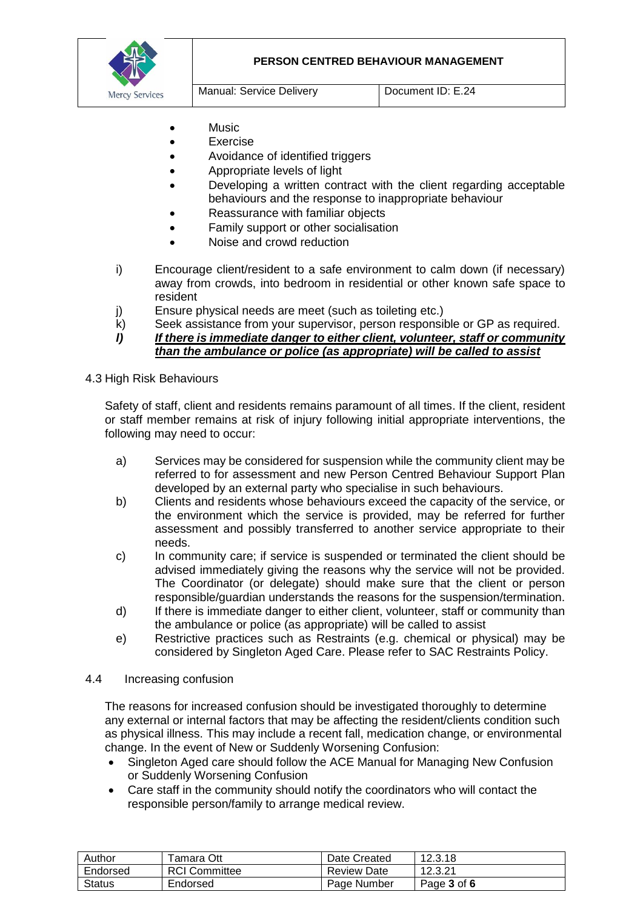- Music
- Exercise
- Avoidance of identified triggers
- Appropriate levels of light
- Developing a written contract with the client regarding acceptable behaviours and the response to inappropriate behaviour
- Reassurance with familiar objects
- Family support or other socialisation
- Noise and crowd reduction

i) Encourage client/resident to a safe environment to calm down (if necessary) away from crowds, into bedroom in residential or other known safe space to resident

j) Ensure physical needs are meet (such as toileting etc.)

k) Seek assistance from your supervisor, person responsible or GP as required.

***l) If there is immediate danger to either client, volunteer, staff or community than the ambulance or police (as appropriate) will be called to assist***

4.3 High Risk Behaviours

Safety of staff, client and residents remains paramount of all times. If the client, resident or staff member remains at risk of injury following initial appropriate interventions, the following may need to occur:

a) Services may be considered for suspension while the community client may be referred to for assessment and new Person Centred Behaviour Support Plan developed by an external party who specialise in such behaviours.

b) Clients and residents whose behaviours exceed the capacity of the service, or the environment which the service is provided, may be referred for further assessment and possibly transferred to another service appropriate to their needs.

c) In community care; if service is suspended or terminated the client should be advised immediately giving the reasons why the service will not be provided. The Coordinator (or delegate) should make sure that the client or person responsible/guardian understands the reasons for the suspension/termination.

d) If there is immediate danger to either client, volunteer, staff or community than the ambulance or police (as appropriate) will be called to assist

e) Restrictive practices such as Restraints (e.g. chemical or physical) may be considered by Singleton Aged Care. Please refer to SAC Restraints Policy.

4.4 Increasing confusion

The reasons for increased confusion should be investigated thoroughly to determine any external or internal factors that may be affecting the resident/clients condition such as physical illness. This may include a recent fall, medication change, or environmental change. In the event of New or Suddenly Worsening Confusion:

- Singleton Aged care should follow the ACE Manual for Managing New Confusion or Suddenly Worsening Confusion
- Care staff in the community should notify the coordinators who will contact the responsible person/family to arrange medical review.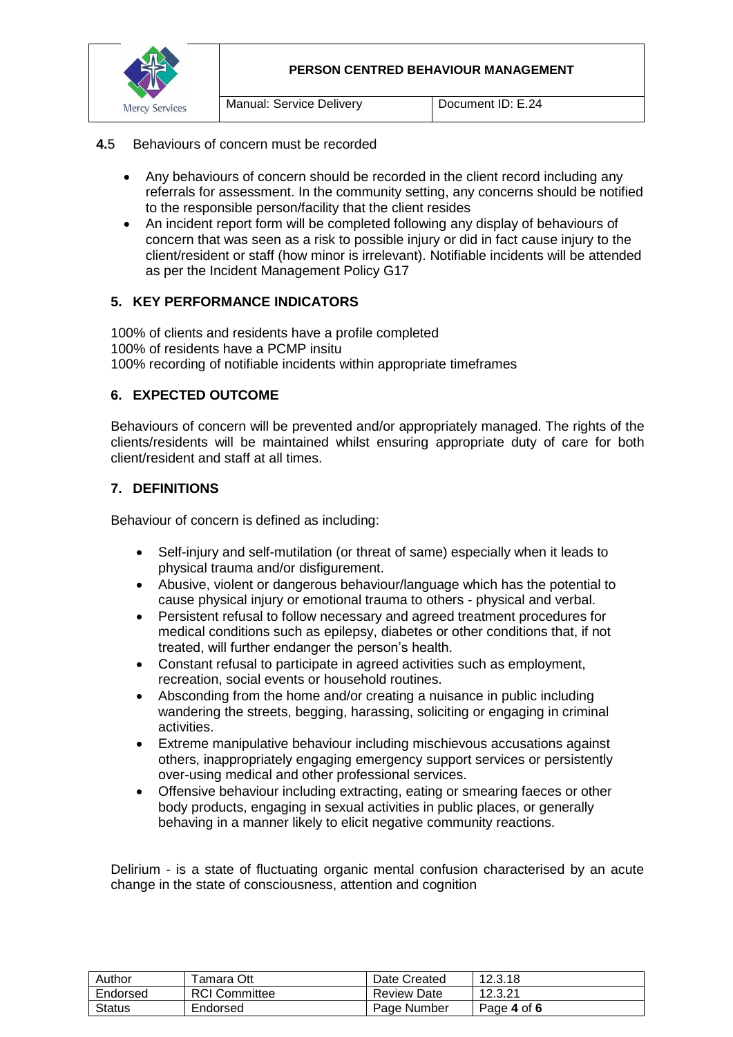**4.**5 Behaviours of concern must be recorded

- Any behaviours of concern should be recorded in the client record including any referrals for assessment. In the community setting, any concerns should be notified to the responsible person/facility that the client resides
- An incident report form will be completed following any display of behaviours of concern that was seen as a risk to possible injury or did in fact cause injury to the client/resident or staff (how minor is irrelevant). Notifiable incidents will be attended as per the Incident Management Policy G17

## 5. KEY PERFORMANCE INDICATORS

100% of clients and residents have a profile completed
100% of residents have a PCMP insitu
100% recording of notifiable incidents within appropriate timeframes

## 6. EXPECTED OUTCOME

Behaviours of concern will be prevented and/or appropriately managed. The rights of the clients/residents will be maintained whilst ensuring appropriate duty of care for both client/resident and staff at all times.

## 7. DEFINITIONS

Behaviour of concern is defined as including:

- Self-injury and self-mutilation (or threat of same) especially when it leads to physical trauma and/or disfigurement.
- Abusive, violent or dangerous behaviour/language which has the potential to cause physical injury or emotional trauma to others - physical and verbal.
- Persistent refusal to follow necessary and agreed treatment procedures for medical conditions such as epilepsy, diabetes or other conditions that, if not treated, will further endanger the person's health.
- Constant refusal to participate in agreed activities such as employment, recreation, social events or household routines.
- Absconding from the home and/or creating a nuisance in public including wandering the streets, begging, harassing, soliciting or engaging in criminal activities.
- Extreme manipulative behaviour including mischievous accusations against others, inappropriately engaging emergency support services or persistently over-using medical and other professional services.
- Offensive behaviour including extracting, eating or smearing faeces or other body products, engaging in sexual activities in public places, or generally behaving in a manner likely to elicit negative community reactions.

Delirium - is a state of fluctuating organic mental confusion characterised by an acute change in the state of consciousness, attention and cognition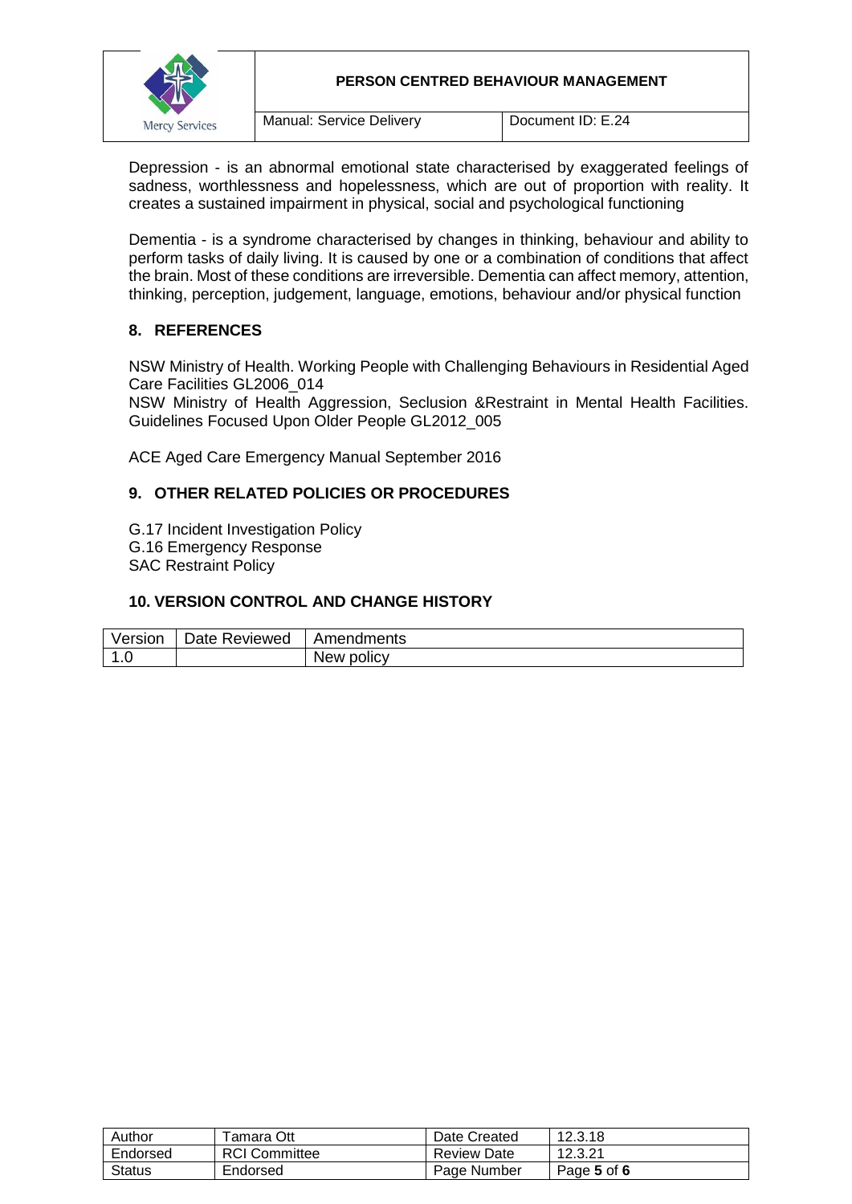Depression - is an abnormal emotional state characterised by exaggerated feelings of sadness, worthlessness and hopelessness, which are out of proportion with reality. It creates a sustained impairment in physical, social and psychological functioning

Dementia - is a syndrome characterised by changes in thinking, behaviour and ability to perform tasks of daily living. It is caused by one or a combination of conditions that affect the brain. Most of these conditions are irreversible. Dementia can affect memory, attention, thinking, perception, judgement, language, emotions, behaviour and/or physical function

## 8. REFERENCES

NSW Ministry of Health. Working People with Challenging Behaviours in Residential Aged Care Facilities GL2006_014

NSW Ministry of Health Aggression, Seclusion &Restraint in Mental Health Facilities. Guidelines Focused Upon Older People GL2012_005

ACE Aged Care Emergency Manual September 2016

## 9. OTHER RELATED POLICIES OR PROCEDURES

G.17 Incident Investigation Policy
G.16 Emergency Response
SAC Restraint Policy

## 10. VERSION CONTROL AND CHANGE HISTORY

| Version | Date Reviewed | Amendments |
|---|---|---|
| 1.0 | | New policy |

| Author | Tamara Ott | Date Created | 12.3.18 |
|---|---|---|---|
| Endorsed | RCI Committee | Review Date | 12.3.21 |
| Status | Endorsed | Page Number | Page 5 of 6 |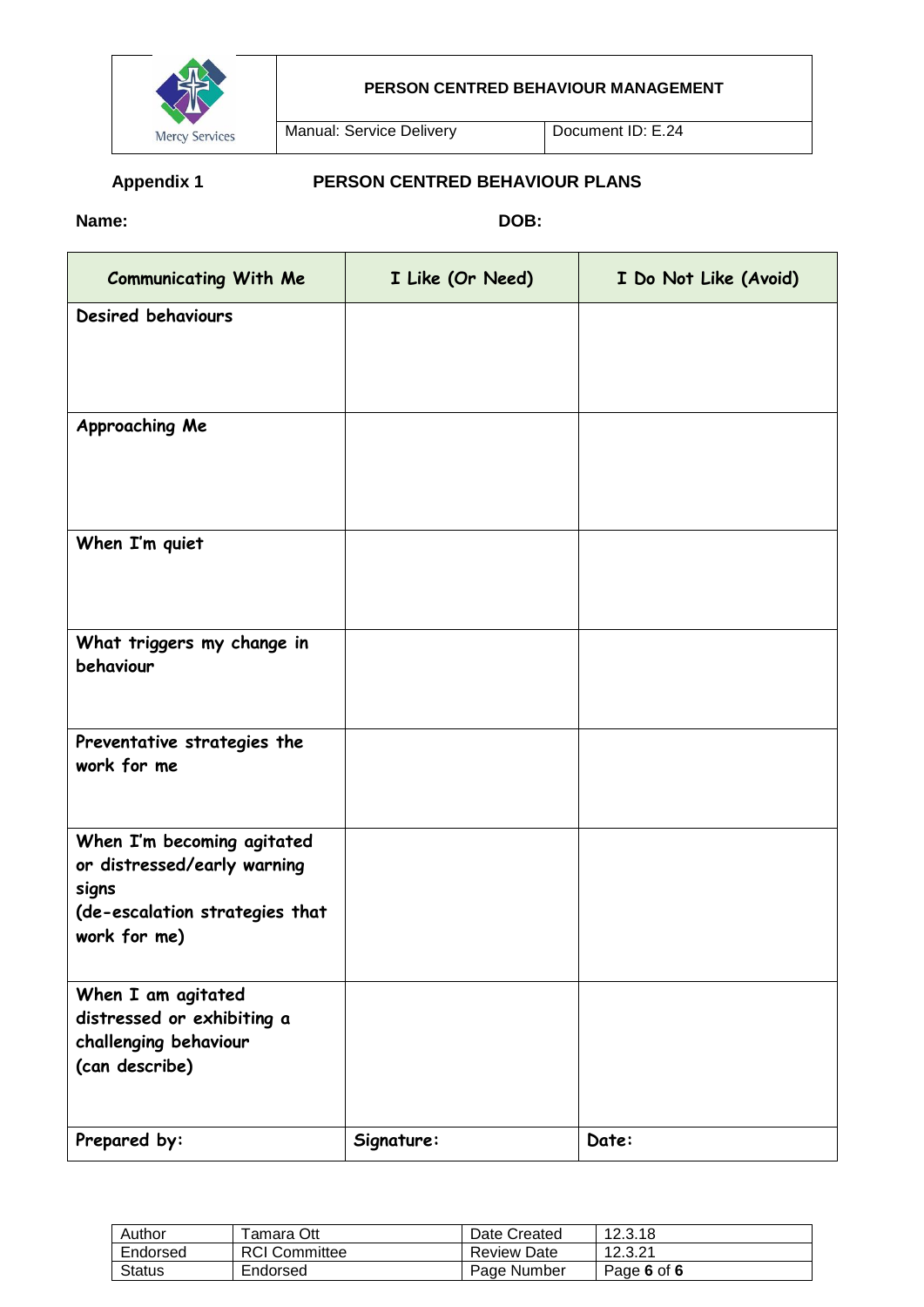## Appendix 1 PERSON CENTRED BEHAVIOUR PLANS

**Name:** **DOB:**

| Communicating With Me | I Like (Or Need) | I Do Not Like (Avoid) |
|---|---|---|
| Desired behaviours | | |
| Approaching Me | | |
| When I'm quiet | | |
| What triggers my change in behaviour | | |
| Preventative strategies the work for me | | |
| When I'm becoming agitated or distressed/early warning signs (de-escalation strategies that work for me) | | |
| When I am agitated distressed or exhibiting a challenging behaviour (can describe) | | |
| Prepared by: | Signature: | Date: |